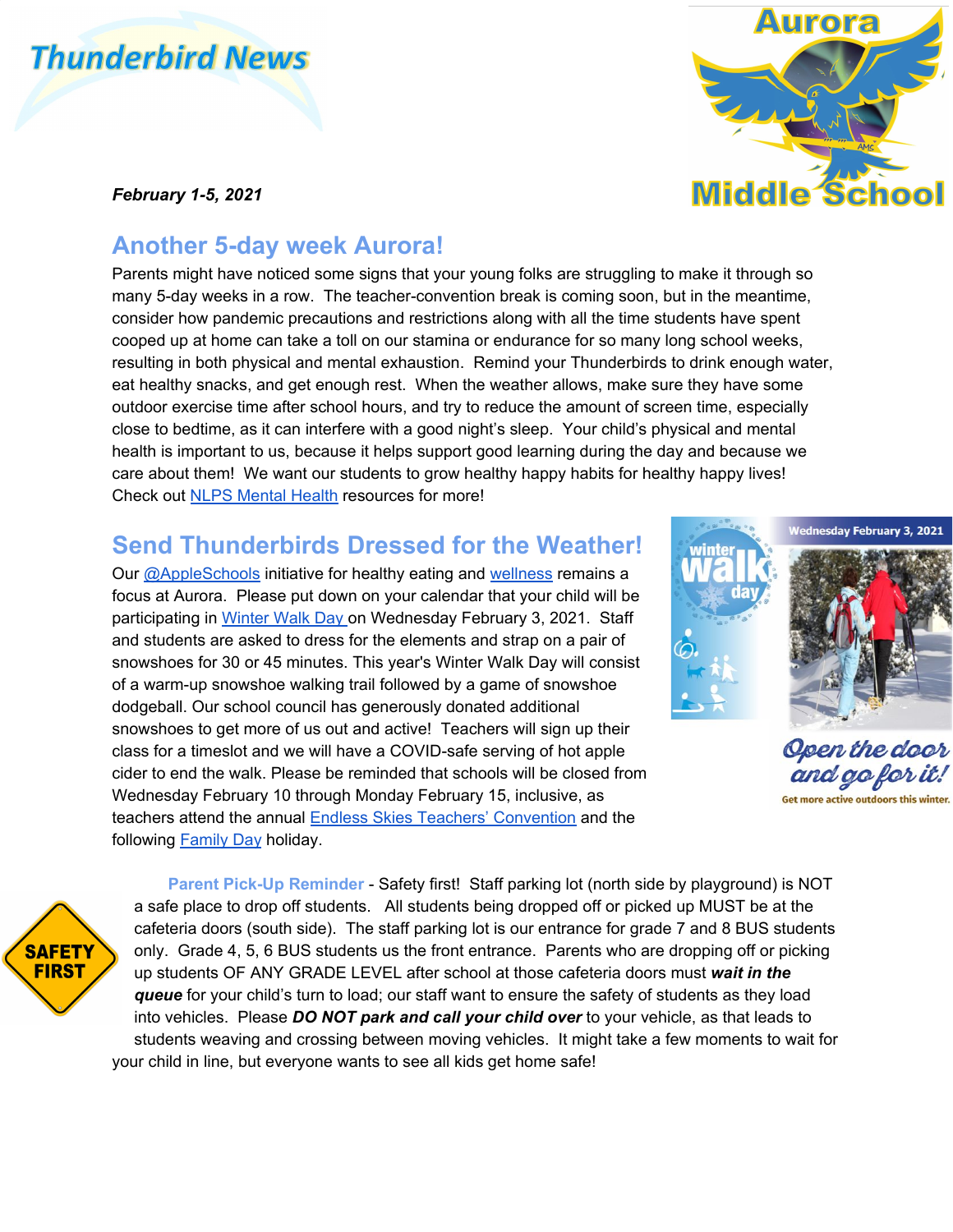# Thunderbird News

# Aurora Middle School

***February 1-5, 2021***

## Another 5-day week Aurora!

Parents might have noticed some signs that your young folks are struggling to make it through so many 5-day weeks in a row. The teacher-convention break is coming soon, but in the meantime, consider how pandemic precautions and restrictions along with all the time students have spent cooped up at home can take a toll on our stamina or endurance for so many long school weeks, resulting in both physical and mental exhaustion. Remind your Thunderbirds to drink enough water, eat healthy snacks, and get enough rest. When the weather allows, make sure they have some outdoor exercise time after school hours, and try to reduce the amount of screen time, especially close to bedtime, as it can interfere with a good night's sleep. Your child's physical and mental health is important to us, because it helps support good learning during the day and because we care about them! We want our students to grow healthy happy habits for healthy happy lives! Check out NLPS Mental Health resources for more!

## Send Thunderbirds Dressed for the Weather!

Our @AppleSchools initiative for healthy eating and wellness remains a focus at Aurora. Please put down on your calendar that your child will be participating in Winter Walk Day on Wednesday February 3, 2021. Staff and students are asked to dress for the elements and strap on a pair of snowshoes for 30 or 45 minutes. This year's Winter Walk Day will consist of a warm-up snowshoe walking trail followed by a game of snowshoe dodgeball. Our school council has generously donated additional snowshoes to get more of us out and active! Teachers will sign up their class for a timeslot and we will have a COVID-safe serving of hot apple cider to end the walk. Please be reminded that schools will be closed from Wednesday February 10 through Monday February 15, inclusive, as teachers attend the annual Endless Skies Teachers' Convention and the following Family Day holiday.

Wednesday February 3, 2021

winter walk day

Open the door and go for it!

Get more active outdoors this winter.

SAFETY FIRST

**Parent Pick-Up Reminder** - Safety first! Staff parking lot (north side by playground) is NOT a safe place to drop off students. All students being dropped off or picked up MUST be at the cafeteria doors (south side). The staff parking lot is our entrance for grade 7 and 8 BUS students only. Grade 4, 5, 6 BUS students us the front entrance. Parents who are dropping off or picking up students OF ANY GRADE LEVEL after school at those cafeteria doors must ***wait in the queue*** for your child's turn to load; our staff want to ensure the safety of students as they load into vehicles. Please ***DO NOT park and call your child over*** to your vehicle, as that leads to students weaving and crossing between moving vehicles. It might take a few moments to wait for your child in line, but everyone wants to see all kids get home safe!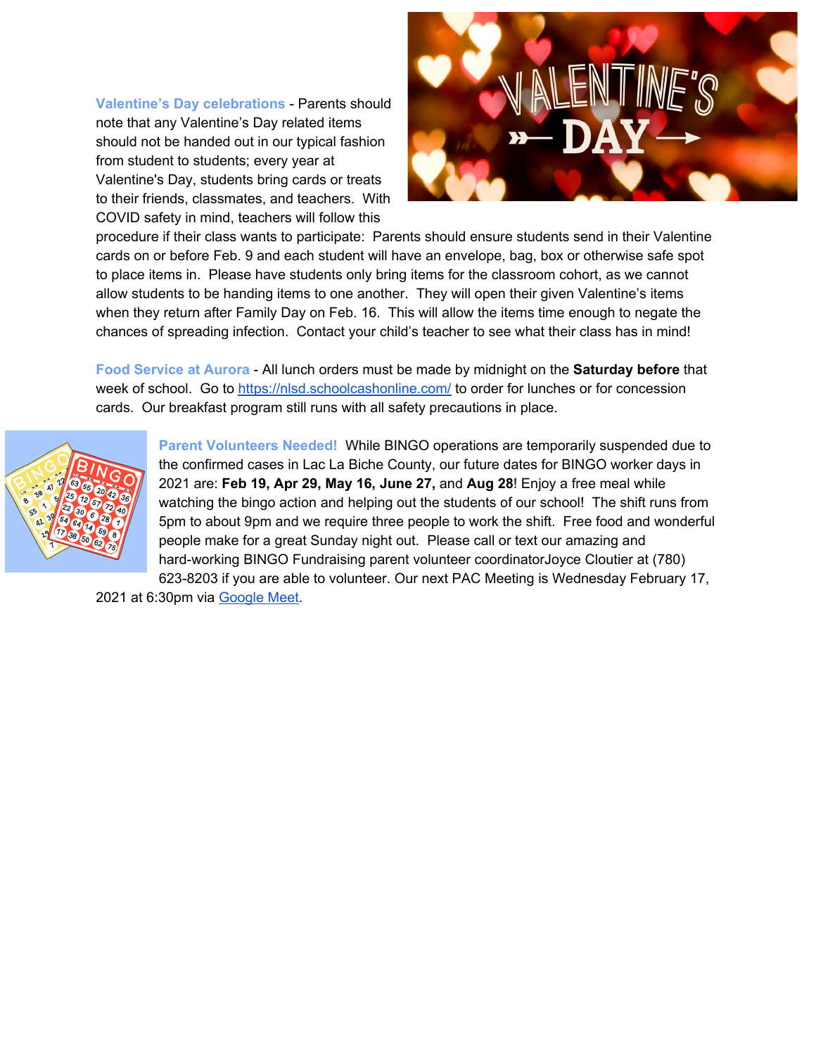**Valentine's Day celebrations** - Parents should note that any Valentine's Day related items should not be handed out in our typical fashion from student to students; every year at Valentine's Day, students bring cards or treats to their friends, classmates, and teachers. With COVID safety in mind, teachers will follow this procedure if their class wants to participate: Parents should ensure students send in their Valentine cards on or before Feb. 9 and each student will have an envelope, bag, box or otherwise safe spot to place items in. Please have students only bring items for the classroom cohort, as we cannot allow students to be handing items to one another. They will open their given Valentine's items when they return after Family Day on Feb. 16. This will allow the items time enough to negate the chances of spreading infection. Contact your child's teacher to see what their class has in mind!

**Food Service at Aurora** - All lunch orders must be made by midnight on the **Saturday before** that week of school. Go to https://nlsd.schoolcashonline.com/ to order for lunches or for concession cards. Our breakfast program still runs with all safety precautions in place.

**Parent Volunteers Needed!** While BINGO operations are temporarily suspended due to the confirmed cases in Lac La Biche County, our future dates for BINGO worker days in 2021 are: **Feb 19, Apr 29, May 16, June 27,** and **Aug 28**! Enjoy a free meal while watching the bingo action and helping out the students of our school! The shift runs from 5pm to about 9pm and we require three people to work the shift. Free food and wonderful people make for a great Sunday night out. Please call or text our amazing and hard-working BINGO Fundraising parent volunteer coordinatorJoyce Cloutier at (780) 623-8203 if you are able to volunteer. Our next PAC Meeting is Wednesday February 17, 2021 at 6:30pm via Google Meet.